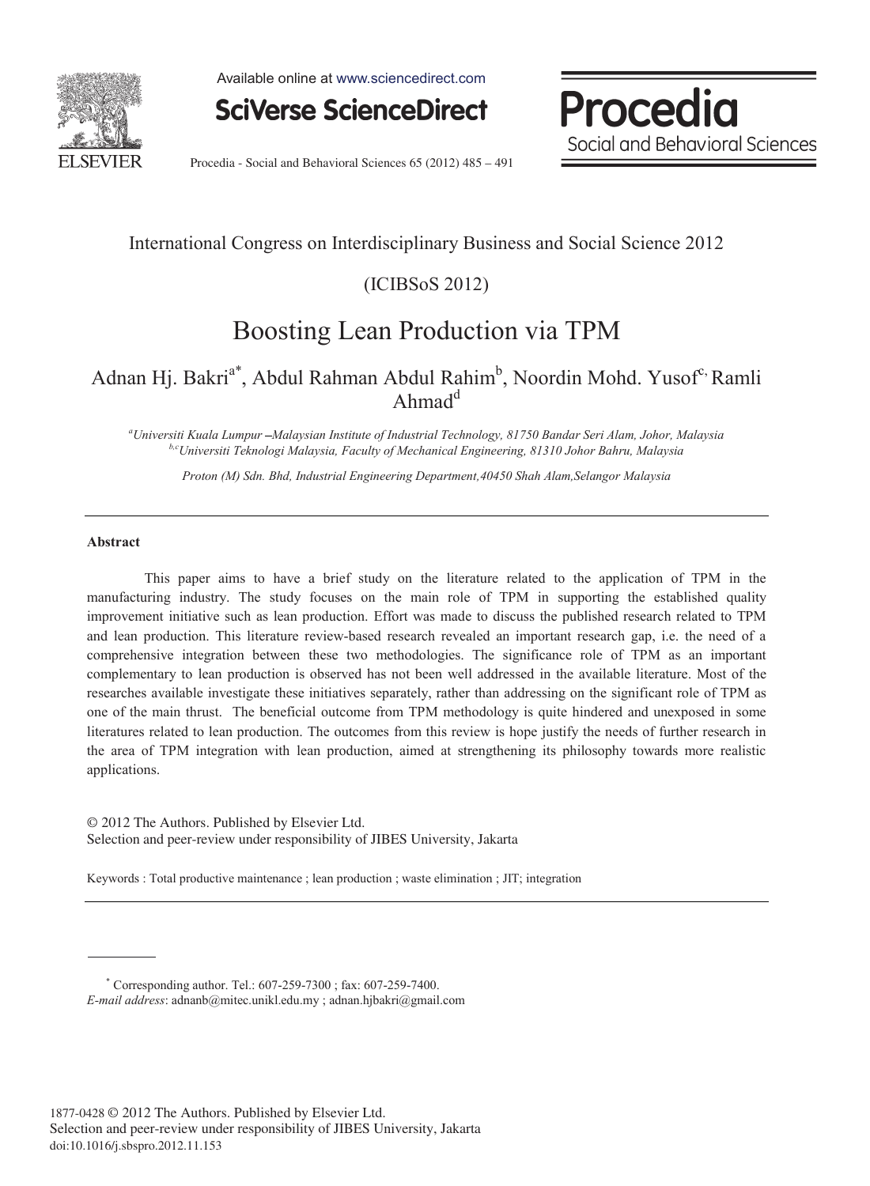International Congress on Interdisciplinary Business and Social Science 2012

(ICIBSoS 2012)

# Boosting Lean Production via TPM

Adnan Hj. Bakri[a*], Abdul Rahman Abdul Rahim[b], Noordin Mohd. Yusof[c], Ramli Ahmad[d]

[a]*Universiti Kuala Lumpur –Malaysian Institute of Industrial Technology, 81750 Bandar Seri Alam, Johor, Malaysia*
[b,c]*Universiti Teknologi Malaysia, Faculty of Mechanical Engineering, 81310 Johor Bahru, Malaysia*

*Proton (M) Sdn. Bhd, Industrial Engineering Department,40450 Shah Alam,Selangor Malaysia*

---

**Abstract**

This paper aims to have a brief study on the literature related to the application of TPM in the manufacturing industry. The study focuses on the main role of TPM in supporting the established quality improvement initiative such as lean production. Effort was made to discuss the published research related to TPM and lean production. This literature review-based research revealed an important research gap, i.e. the need of a comprehensive integration between these two methodologies. The significance role of TPM as an important complementary to lean production is observed has not been well addressed in the available literature. Most of the researches available investigate these initiatives separately, rather than addressing on the significant role of TPM as one of the main thrust. The beneficial outcome from TPM methodology is quite hindered and unexposed in some literatures related to lean production. The outcomes from this review is hope justify the needs of further research in the area of TPM integration with lean production, aimed at strengthening its philosophy towards more realistic applications.

© 2012 The Authors. Published by Elsevier Ltd.
Selection and peer-review under responsibility of JIBES University, Jakarta

Keywords : Total productive maintenance ; lean production ; waste elimination ; JIT; integration

---

\* Corresponding author. Tel.: 607-259-7300 ; fax: 607-259-7400.
*E-mail address*: adnanb@mitec.unikl.edu.my ; adnan.hjbakri@gmail.com

1877-0428 © 2012 The Authors. Published by Elsevier Ltd.
Selection and peer-review under responsibility of JIBES University, Jakarta
doi:10.1016/j.sbspro.2012.11.153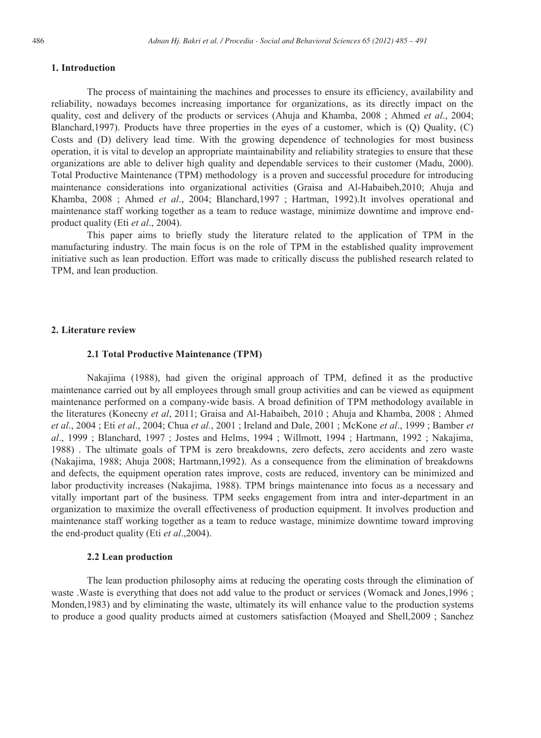## 1. Introduction

The process of maintaining the machines and processes to ensure its efficiency, availability and reliability, nowadays becomes increasing importance for organizations, as its directly impact on the quality, cost and delivery of the products or services (Ahuja and Khamba, 2008 ; Ahmed *et al*., 2004; Blanchard,1997). Products have three properties in the eyes of a customer, which is (Q) Quality, (C) Costs and (D) delivery lead time. With the growing dependence of technologies for most business operation, it is vital to develop an appropriate maintainability and reliability strategies to ensure that these organizations are able to deliver high quality and dependable services to their customer (Madu, 2000). Total Productive Maintenance (TPM) methodology is a proven and successful procedure for introducing maintenance considerations into organizational activities (Graisa and Al-Habaibeh,2010; Ahuja and Khamba, 2008 ; Ahmed *et al*., 2004; Blanchard,1997 ; Hartman, 1992).It involves operational and maintenance staff working together as a team to reduce wastage, minimize downtime and improve end-product quality (Eti *et al*., 2004).

This paper aims to briefly study the literature related to the application of TPM in the manufacturing industry. The main focus is on the role of TPM in the established quality improvement initiative such as lean production. Effort was made to critically discuss the published research related to TPM, and lean production.

## 2. Literature review

### 2.1 Total Productive Maintenance (TPM)

Nakajima (1988), had given the original approach of TPM, defined it as the productive maintenance carried out by all employees through small group activities and can be viewed as equipment maintenance performed on a company-wide basis. A broad definition of TPM methodology available in the literatures (Konecny *et al*, 2011; Graisa and Al-Habaibeh, 2010 ; Ahuja and Khamba, 2008 ; Ahmed *et al*., 2004 ; Eti *et al*., 2004; Chua *et al.*, 2001 ; Ireland and Dale, 2001 ; McKone *et al*., 1999 ; Bamber *et al*., 1999 ; Blanchard, 1997 ; Jostes and Helms, 1994 ; Willmott, 1994 ; Hartmann, 1992 ; Nakajima, 1988) . The ultimate goals of TPM is zero breakdowns, zero defects, zero accidents and zero waste (Nakajima, 1988; Ahuja 2008; Hartmann,1992). As a consequence from the elimination of breakdowns and defects, the equipment operation rates improve, costs are reduced, inventory can be minimized and labor productivity increases (Nakajima, 1988). TPM brings maintenance into focus as a necessary and vitally important part of the business. TPM seeks engagement from intra and inter-department in an organization to maximize the overall effectiveness of production equipment. It involves production and maintenance staff working together as a team to reduce wastage, minimize downtime toward improving the end-product quality (Eti *et al*.,2004).

### 2.2 Lean production

The lean production philosophy aims at reducing the operating costs through the elimination of waste .Waste is everything that does not add value to the product or services (Womack and Jones,1996 ; Monden,1983) and by eliminating the waste, ultimately its will enhance value to the production systems to produce a good quality products aimed at customers satisfaction (Moayed and Shell,2009 ; Sanchez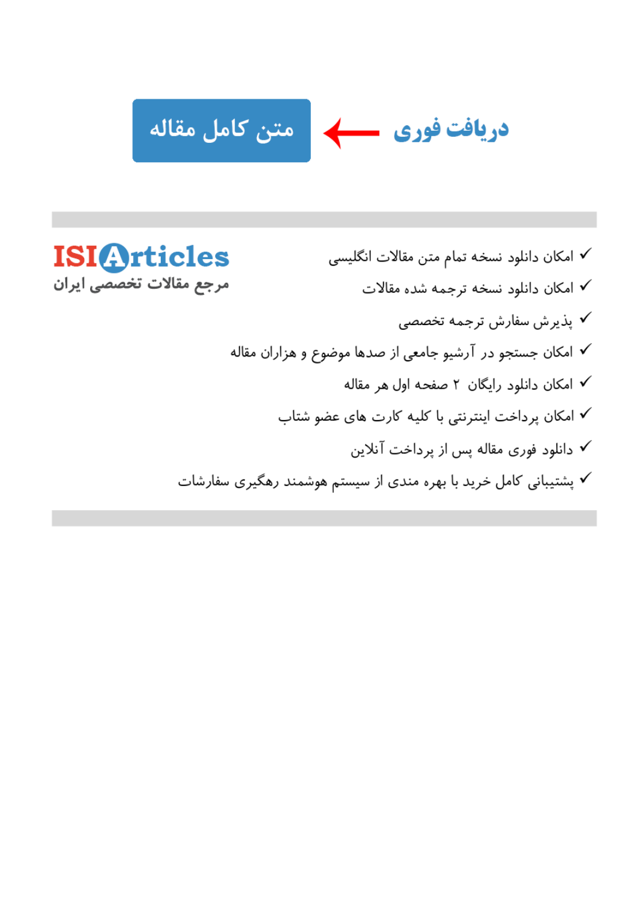دریافت فوری ← **متن کامل مقاله**

**ISIArticles**
مرجع مقالات تخصصی ایران

- ✓ امکان دانلود نسخه تمام متن مقالات انگلیسی
- ✓ امکان دانلود نسخه ترجمه شده مقالات
- ✓ پذیرش سفارش ترجمه تخصصی
- ✓ امکان جستجو در آرشیو جامعی از صدها موضوع و هزاران مقاله
- ✓ امکان دانلود رایگان ۲ صفحه اول هر مقاله
- ✓ امکان پرداخت اینترنتی با کلیه کارت های عضو شتاب
- ✓ دانلود فوری مقاله پس از پرداخت آنلاین
- ✓ پشتیبانی کامل خرید با بهره مندی از سیستم هوشمند رهگیری سفارشات